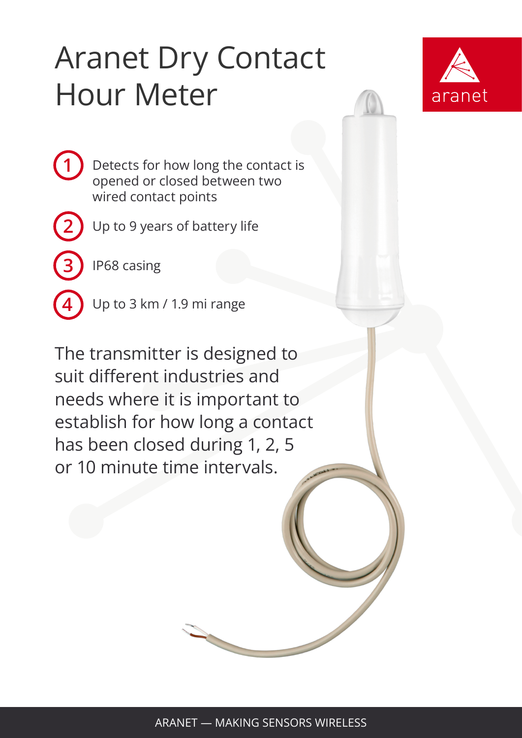# Aranet Dry Contact Hour Meter

aranet

1. Detects for how long the contact is opened or closed between two wired contact points
2. Up to 9 years of battery life
3. IP68 casing
4. Up to 3 km / 1.9 mi range

The transmitter is designed to suit different industries and needs where it is important to establish for how long a contact has been closed during 1, 2, 5 or 10 minute time intervals.

ARANET — MAKING SENSORS WIRELESS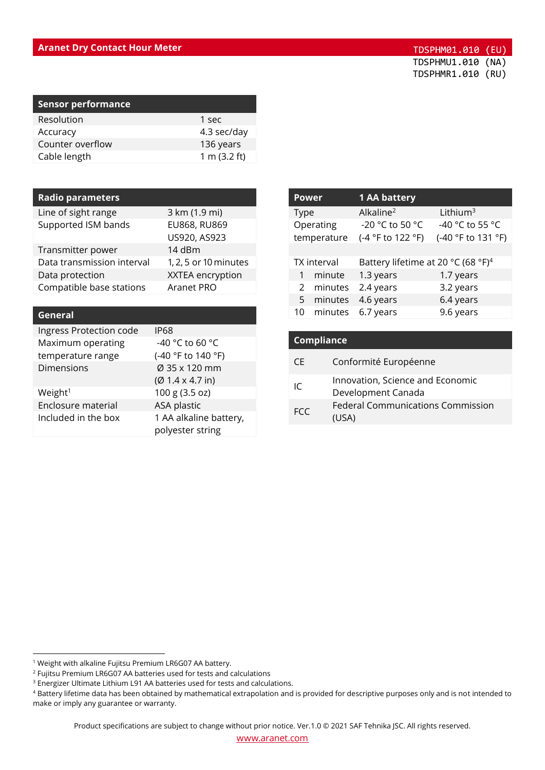## Aranet Dry Contact Hour Meter

TDSPHM01.010 (EU)
TDSPHMU1.010 (NA)
TDSPHMR1.010 (RU)

| Sensor performance | |
|---|---|
| Resolution | 1 sec |
| Accuracy | 4.3 sec/day |
| Counter overflow | 136 years |
| Cable length | 1 m (3.2 ft) |

| Radio parameters | |
|---|---|
| Line of sight range | 3 km (1.9 mi) |
| Supported ISM bands | EU868, RU869<br>US920, AS923 |
| Transmitter power | 14 dBm |
| Data transmission interval | 1, 2, 5 or 10 minutes |
| Data protection | XXTEA encryption |
| Compatible base stations | Aranet PRO |

| General | |
|---|---|
| Ingress Protection code | IP68 |
| Maximum operating temperature range | -40 °C to 60 °C<br>(-40 °F to 140 °F) |
| Dimensions | Ø 35 x 120 mm<br>(Ø 1.4 x 4.7 in) |
| Weight[1] | 100 g (3.5 oz) |
| Enclosure material | ASA plastic |
| Included in the box | 1 AA alkaline battery, polyester string |

| Power | 1 AA battery | |
|---|---|---|
| Type | Alkaline[2] | Lithium[3] |
| Operating temperature | -20 °C to 50 °C<br>(-4 °F to 122 °F) | -40 °C to 55 °C<br>(-40 °F to 131 °F) |
| | | |
| TX interval | Battery lifetime at 20 °C (68 °F)[4] | |
| 1 minute | 1.3 years | 1.7 years |
| 2 minutes | 2.4 years | 3.2 years |
| 5 minutes | 4.6 years | 6.4 years |
| 10 minutes | 6.7 years | 9.6 years |

| Compliance | |
|---|---|
| CE | Conformité Européenne |
| IC | Innovation, Science and Economic Development Canada |
| FCC | Federal Communications Commission (USA) |

[1] Weight with alkaline Fujitsu Premium LR6G07 AA battery.
[2] Fujitsu Premium LR6G07 AA batteries used for tests and calculations
[3] Energizer Ultimate Lithium L91 AA batteries used for tests and calculations.
[4] Battery lifetime data has been obtained by mathematical extrapolation and is provided for descriptive purposes only and is not intended to make or imply any guarantee or warranty.

Product specifications are subject to change without prior notice. Ver.1.0 © 2021 SAF Tehnika JSC. All rights reserved.

www.aranet.com